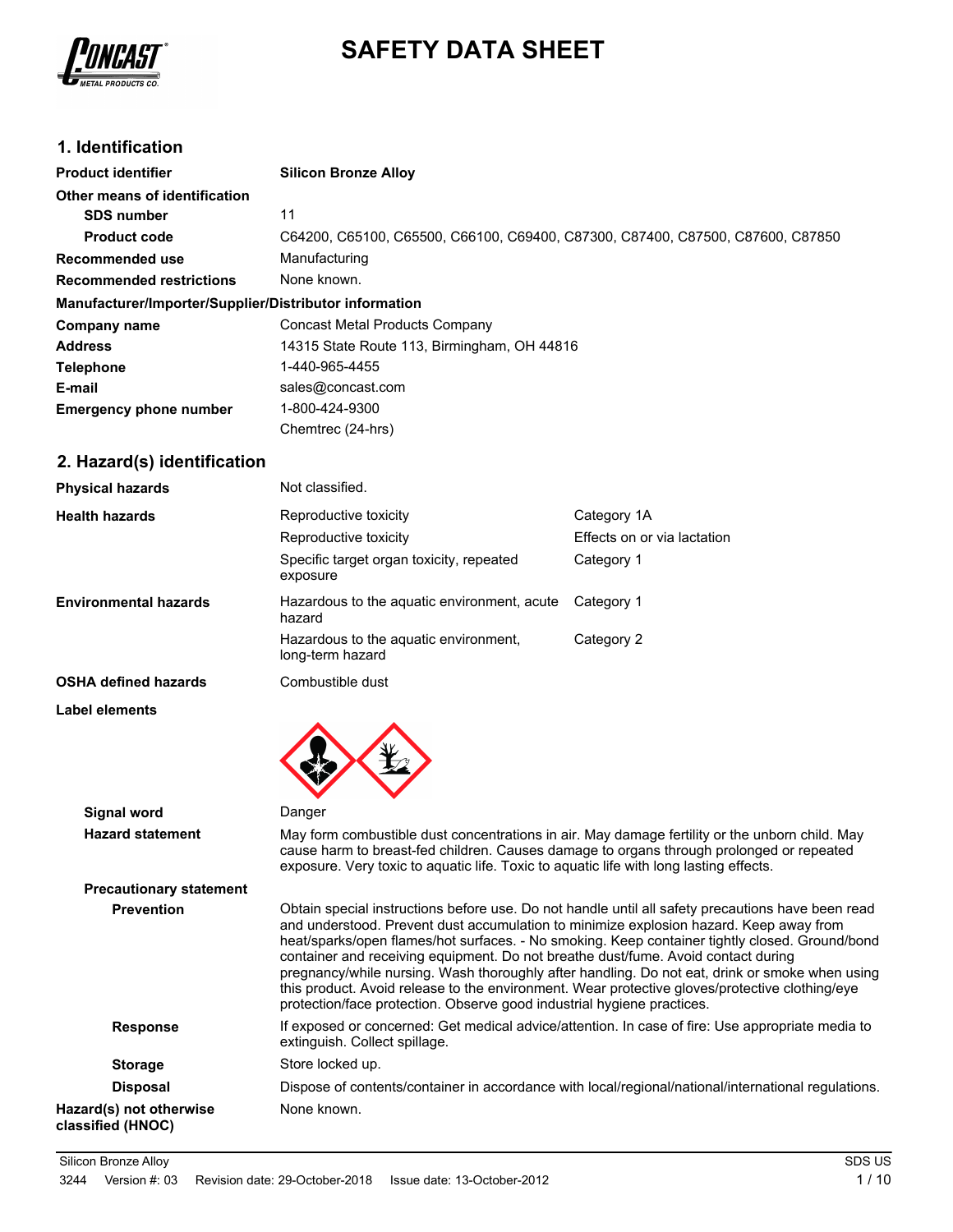# SAFETY DATA SHEET

## 1. Identification

| | |
|---|---|
| **Product identifier** | **Silicon Bronze Alloy** |
| **Other means of identification** | |
| **SDS number** | 11 |
| **Product code** | C64200, C65100, C65500, C66100, C69400, C87300, C87400, C87500, C87600, C87850 |
| **Recommended use** | Manufacturing |
| **Recommended restrictions** | None known. |

**Manufacturer/Importer/Supplier/Distributor information**

| | |
|---|---|
| **Company name** | Concast Metal Products Company |
| **Address** | 14315 State Route 113, Birmingham, OH 44816 |
| **Telephone** | 1-440-965-4455 |
| **E-mail** | sales@concast.com |
| **Emergency phone number** | 1-800-424-9300 Chemtrec (24-hrs) |

## 2. Hazard(s) identification

| | | |
|---|---|---|
| **Physical hazards** | Not classified. | |
| **Health hazards** | Reproductive toxicity | Category 1A |
| | Reproductive toxicity | Effects on or via lactation |
| | Specific target organ toxicity, repeated exposure | Category 1 |
| **Environmental hazards** | Hazardous to the aquatic environment, acute hazard | Category 1 |
| | Hazardous to the aquatic environment, long-term hazard | Category 2 |
| **OSHA defined hazards** | Combustible dust | |

**Label elements**

**Signal word**
Danger

**Hazard statement**
May form combustible dust concentrations in air. May damage fertility or the unborn child. May cause harm to breast-fed children. Causes damage to organs through prolonged or repeated exposure. Very toxic to aquatic life. Toxic to aquatic life with long lasting effects.

**Precautionary statement**

**Prevention**
Obtain special instructions before use. Do not handle until all safety precautions have been read and understood. Prevent dust accumulation to minimize explosion hazard. Keep away from heat/sparks/open flames/hot surfaces. - No smoking. Keep container tightly closed. Ground/bond container and receiving equipment. Do not breathe dust/fume. Avoid contact during pregnancy/while nursing. Wash thoroughly after handling. Do not eat, drink or smoke when using this product. Avoid release to the environment. Wear protective gloves/protective clothing/eye protection/face protection. Observe good industrial hygiene practices.

**Response**
If exposed or concerned: Get medical advice/attention. In case of fire: Use appropriate media to extinguish. Collect spillage.

**Storage**
Store locked up.

**Disposal**
Dispose of contents/container in accordance with local/regional/national/international regulations.

**Hazard(s) not otherwise classified (HNOC)**
None known.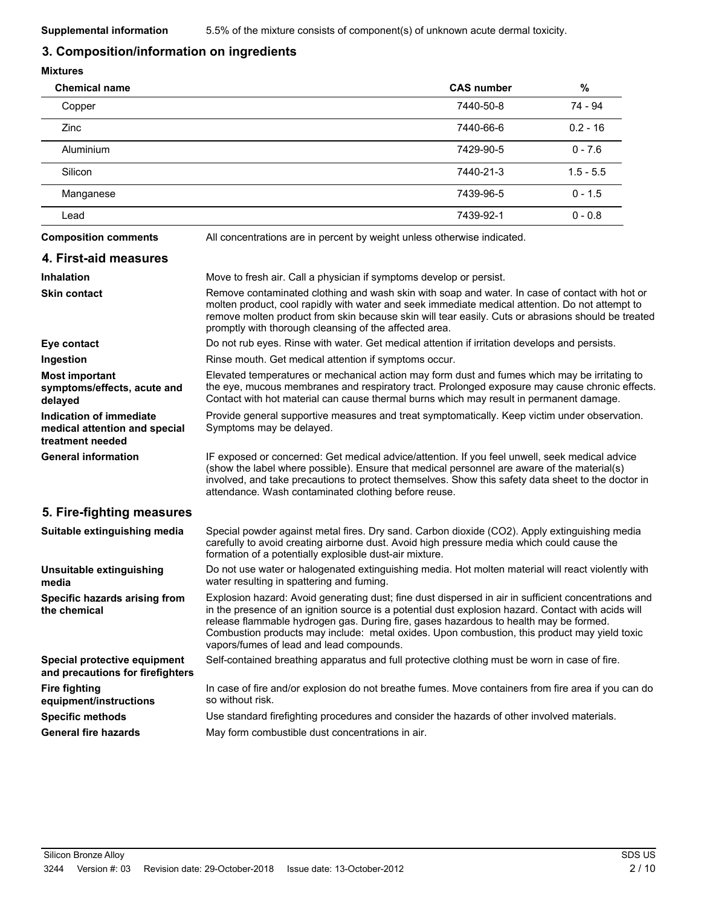**Supplemental information** 5.5% of the mixture consists of component(s) of unknown acute dermal toxicity.

## 3. Composition/information on ingredients

**Mixtures**

| Chemical name | CAS number | % |
|---|---|---|
| Copper | 7440-50-8 | 74 - 94 |
| Zinc | 7440-66-6 | 0.2 - 16 |
| Aluminium | 7429-90-5 | 0 - 7.6 |
| Silicon | 7440-21-3 | 1.5 - 5.5 |
| Manganese | 7439-96-5 | 0 - 1.5 |
| Lead | 7439-92-1 | 0 - 0.8 |

**Composition comments** All concentrations are in percent by weight unless otherwise indicated.

## 4. First-aid measures

**Inhalation** Move to fresh air. Call a physician if symptoms develop or persist.

**Skin contact** Remove contaminated clothing and wash skin with soap and water. In case of contact with hot or molten product, cool rapidly with water and seek immediate medical attention. Do not attempt to remove molten product from skin because skin will tear easily. Cuts or abrasions should be treated promptly with thorough cleansing of the affected area.

**Eye contact** Do not rub eyes. Rinse with water. Get medical attention if irritation develops and persists.

**Ingestion** Rinse mouth. Get medical attention if symptoms occur.

**Most important symptoms/effects, acute and delayed** Elevated temperatures or mechanical action may form dust and fumes which may be irritating to the eye, mucous membranes and respiratory tract. Prolonged exposure may cause chronic effects. Contact with hot material can cause thermal burns which may result in permanent damage.

**Indication of immediate medical attention and special treatment needed** Provide general supportive measures and treat symptomatically. Keep victim under observation. Symptoms may be delayed.

**General information** IF exposed or concerned: Get medical advice/attention. If you feel unwell, seek medical advice (show the label where possible). Ensure that medical personnel are aware of the material(s) involved, and take precautions to protect themselves. Show this safety data sheet to the doctor in attendance. Wash contaminated clothing before reuse.

## 5. Fire-fighting measures

**Suitable extinguishing media** Special powder against metal fires. Dry sand. Carbon dioxide ($CO_2$). Apply extinguishing media carefully to avoid creating airborne dust. Avoid high pressure media which could cause the formation of a potentially explosible dust-air mixture.

**Unsuitable extinguishing media** Do not use water or halogenated extinguishing media. Hot molten material will react violently with water resulting in spattering and fuming.

**Specific hazards arising from the chemical** Explosion hazard: Avoid generating dust; fine dust dispersed in air in sufficient concentrations and in the presence of an ignition source is a potential dust explosion hazard. Contact with acids will release flammable hydrogen gas. During fire, gases hazardous to health may be formed. Combustion products may include: metal oxides. Upon combustion, this product may yield toxic vapors/fumes of lead and lead compounds.

**Special protective equipment and precautions for firefighters** Self-contained breathing apparatus and full protective clothing must be worn in case of fire.

**Fire fighting equipment/instructions** In case of fire and/or explosion do not breathe fumes. Move containers from fire area if you can do so without risk.

**Specific methods** Use standard firefighting procedures and consider the hazards of other involved materials.

**General fire hazards** May form combustible dust concentrations in air.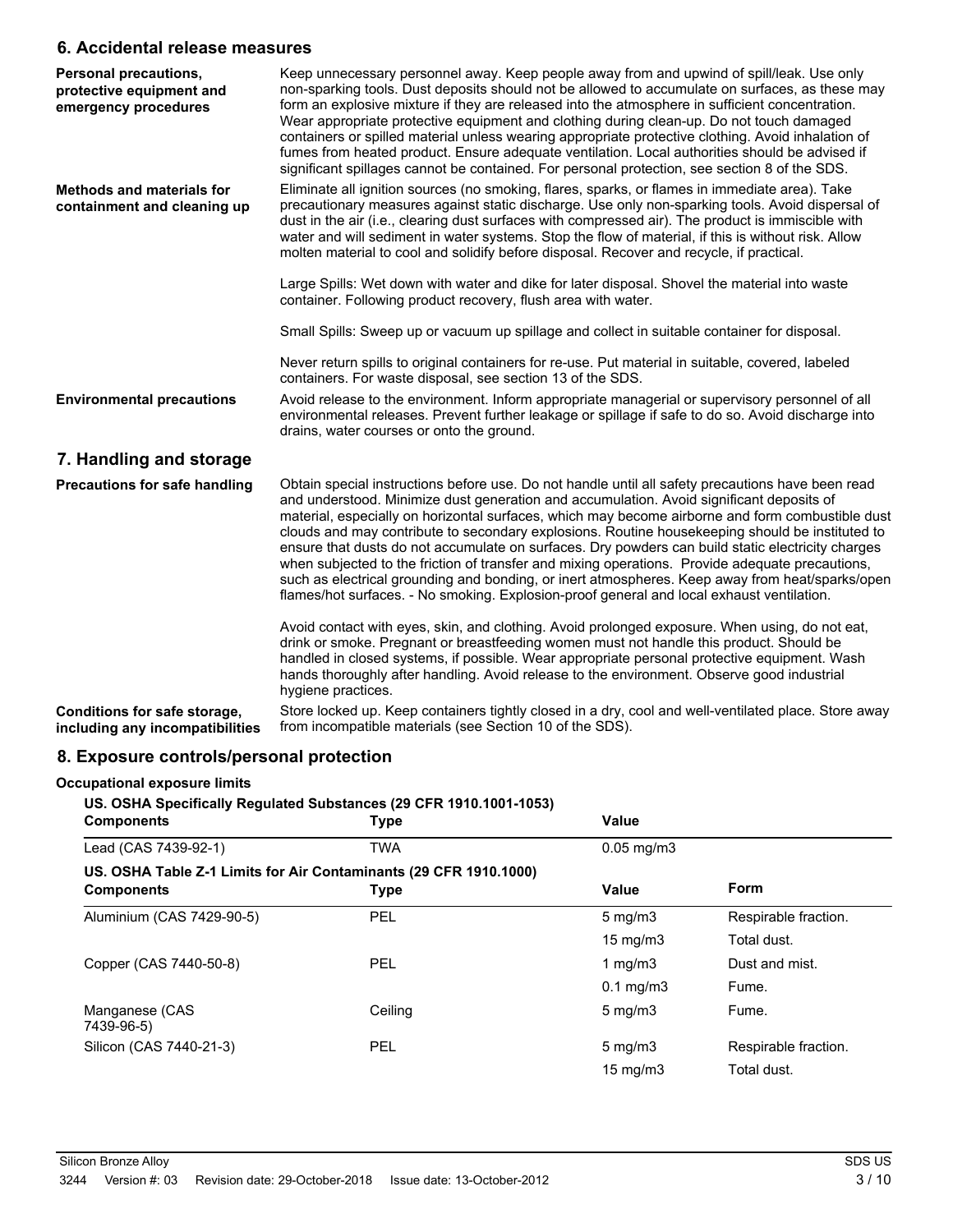## 6. Accidental release measures

**Personal precautions, protective equipment and emergency procedures**

Keep unnecessary personnel away. Keep people away from and upwind of spill/leak. Use only non-sparking tools. Dust deposits should not be allowed to accumulate on surfaces, as these may form an explosive mixture if they are released into the atmosphere in sufficient concentration. Wear appropriate protective equipment and clothing during clean-up. Do not touch damaged containers or spilled material unless wearing appropriate protective clothing. Avoid inhalation of fumes from heated product. Ensure adequate ventilation. Local authorities should be advised if significant spillages cannot be contained. For personal protection, see section 8 of the SDS.

**Methods and materials for containment and cleaning up**

Eliminate all ignition sources (no smoking, flares, sparks, or flames in immediate area). Take precautionary measures against static discharge. Use only non-sparking tools. Avoid dispersal of dust in the air (i.e., clearing dust surfaces with compressed air). The product is immiscible with water and will sediment in water systems. Stop the flow of material, if this is without risk. Allow molten material to cool and solidify before disposal. Recover and recycle, if practical.

Large Spills: Wet down with water and dike for later disposal. Shovel the material into waste container. Following product recovery, flush area with water.

Small Spills: Sweep up or vacuum up spillage and collect in suitable container for disposal.

Never return spills to original containers for re-use. Put material in suitable, covered, labeled containers. For waste disposal, see section 13 of the SDS.

**Environmental precautions**

Avoid release to the environment. Inform appropriate managerial or supervisory personnel of all environmental releases. Prevent further leakage or spillage if safe to do so. Avoid discharge into drains, water courses or onto the ground.

## 7. Handling and storage

**Precautions for safe handling**

Obtain special instructions before use. Do not handle until all safety precautions have been read and understood. Minimize dust generation and accumulation. Avoid significant deposits of material, especially on horizontal surfaces, which may become airborne and form combustible dust clouds and may contribute to secondary explosions. Routine housekeeping should be instituted to ensure that dusts do not accumulate on surfaces. Dry powders can build static electricity charges when subjected to the friction of transfer and mixing operations. Provide adequate precautions, such as electrical grounding and bonding, or inert atmospheres. Keep away from heat/sparks/open flames/hot surfaces. - No smoking. Explosion-proof general and local exhaust ventilation.

Avoid contact with eyes, skin, and clothing. Avoid prolonged exposure. When using, do not eat, drink or smoke. Pregnant or breastfeeding women must not handle this product. Should be handled in closed systems, if possible. Wear appropriate personal protective equipment. Wash hands thoroughly after handling. Avoid release to the environment. Observe good industrial hygiene practices.

**Conditions for safe storage, including any incompatibilities**

Store locked up. Keep containers tightly closed in a dry, cool and well-ventilated place. Store away from incompatible materials (see Section 10 of the SDS).

## 8. Exposure controls/personal protection

**Occupational exposure limits**

**US. OSHA Specifically Regulated Substances (29 CFR 1910.1001-1053)**

| Components | Type | Value |
|---|---|---|
| Lead (CAS 7439-92-1) | TWA | 0.05 mg/m3 |

**US. OSHA Table Z-1 Limits for Air Contaminants (29 CFR 1910.1000)**

| Components | Type | Value | Form |
|---|---|---|---|
| Aluminium (CAS 7429-90-5) | PEL | 5 mg/m3 | Respirable fraction. |
| | | 15 mg/m3 | Total dust. |
| Copper (CAS 7440-50-8) | PEL | 1 mg/m3 | Dust and mist. |
| | | 0.1 mg/m3 | Fume. |
| Manganese (CAS 7439-96-5) | Ceiling | 5 mg/m3 | Fume. |
| Silicon (CAS 7440-21-3) | PEL | 5 mg/m3 | Respirable fraction. |
| | | 15 mg/m3 | Total dust. |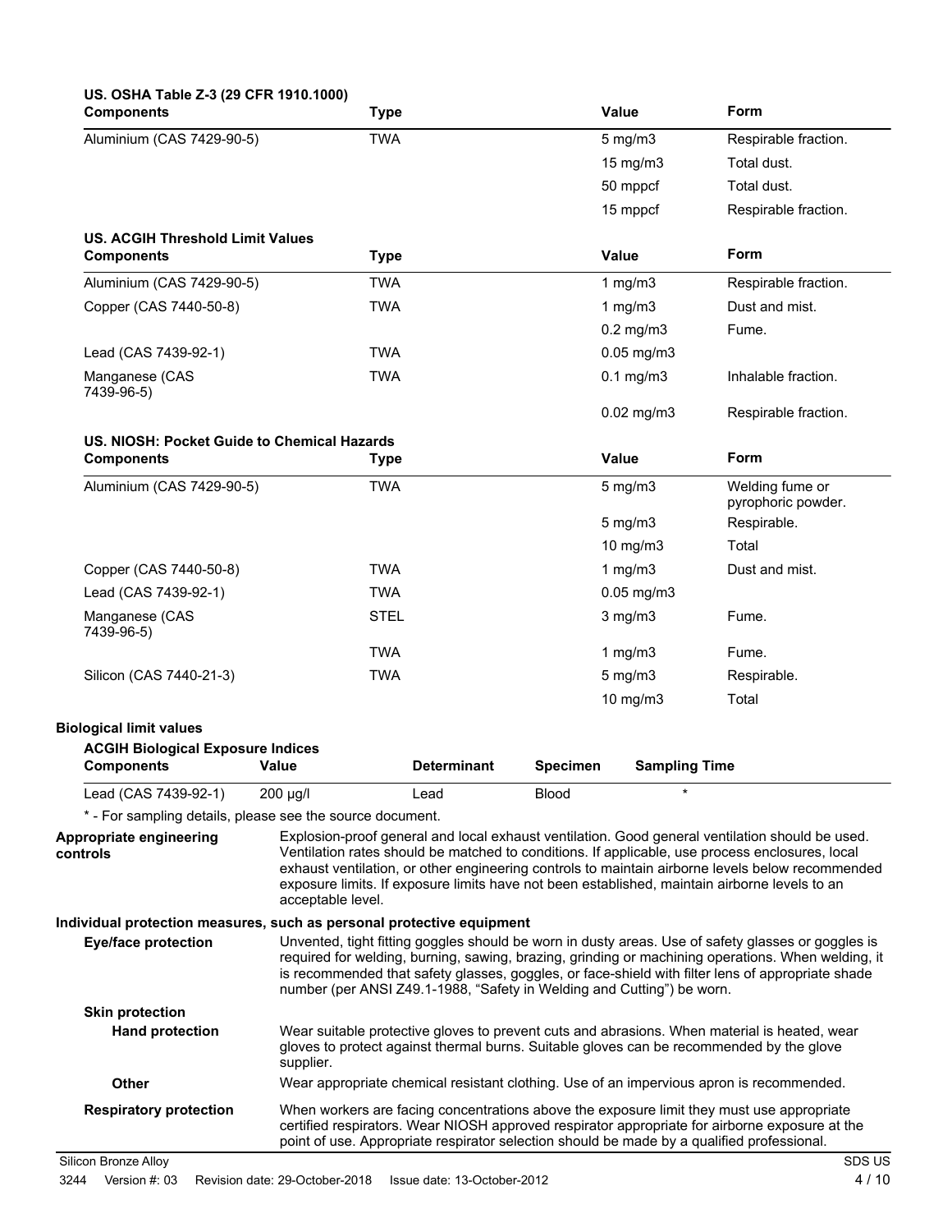**US. OSHA Table Z-3 (29 CFR 1910.1000)**

| Components | Type | Value | Form |
|---|---|---|---|
| Aluminium (CAS 7429-90-5) | TWA | 5 mg/m3 | Respirable fraction. |
| | | 15 mg/m3 | Total dust. |
| | | 50 mppcf | Total dust. |
| | | 15 mppcf | Respirable fraction. |

**US. ACGIH Threshold Limit Values**

| Components | Type | Value | Form |
|---|---|---|---|
| Aluminium (CAS 7429-90-5) | TWA | 1 mg/m3 | Respirable fraction. |
| Copper (CAS 7440-50-8) | TWA | 1 mg/m3 | Dust and mist. |
| | | 0.2 mg/m3 | Fume. |
| Lead (CAS 7439-92-1) | TWA | 0.05 mg/m3 | |
| Manganese (CAS 7439-96-5) | TWA | 0.1 mg/m3 | Inhalable fraction. |
| | | 0.02 mg/m3 | Respirable fraction. |

**US. NIOSH: Pocket Guide to Chemical Hazards**

| Components | Type | Value | Form |
|---|---|---|---|
| Aluminium (CAS 7429-90-5) | TWA | 5 mg/m3 | Welding fume or pyrophoric powder. |
| | | 5 mg/m3 | Respirable. |
| | | 10 mg/m3 | Total |
| Copper (CAS 7440-50-8) | TWA | 1 mg/m3 | Dust and mist. |
| Lead (CAS 7439-92-1) | TWA | 0.05 mg/m3 | |
| Manganese (CAS 7439-96-5) | STEL | 3 mg/m3 | Fume. |
| | TWA | 1 mg/m3 | Fume. |
| Silicon (CAS 7440-21-3) | TWA | 5 mg/m3 | Respirable. |
| | | 10 mg/m3 | Total |

**Biological limit values**

**ACGIH Biological Exposure Indices**

| Components | Value | Determinant | Specimen | Sampling Time |
|---|---|---|---|---|
| Lead (CAS 7439-92-1) | 200 µg/l | Lead | Blood | * |

* - For sampling details, please see the source document.

**Appropriate engineering controls**

Explosion-proof general and local exhaust ventilation. Good general ventilation should be used. Ventilation rates should be matched to conditions. If applicable, use process enclosures, local exhaust ventilation, or other engineering controls to maintain airborne levels below recommended exposure limits. If exposure limits have not been established, maintain airborne levels to an acceptable level.

**Individual protection measures, such as personal protective equipment**

**Eye/face protection**

Unvented, tight fitting goggles should be worn in dusty areas. Use of safety glasses or goggles is required for welding, burning, sawing, brazing, grinding or machining operations. When welding, it is recommended that safety glasses, goggles, or face-shield with filter lens of appropriate shade number (per ANSI Z49.1-1988, "Safety in Welding and Cutting") be worn.

**Skin protection**

**Hand protection**

Wear suitable protective gloves to prevent cuts and abrasions. When material is heated, wear gloves to protect against thermal burns. Suitable gloves can be recommended by the glove supplier.

**Other**

Wear appropriate chemical resistant clothing. Use of an impervious apron is recommended.

**Respiratory protection**

When workers are facing concentrations above the exposure limit they must use appropriate certified respirators. Wear NIOSH approved respirator appropriate for airborne exposure at the point of use. Appropriate respirator selection should be made by a qualified professional.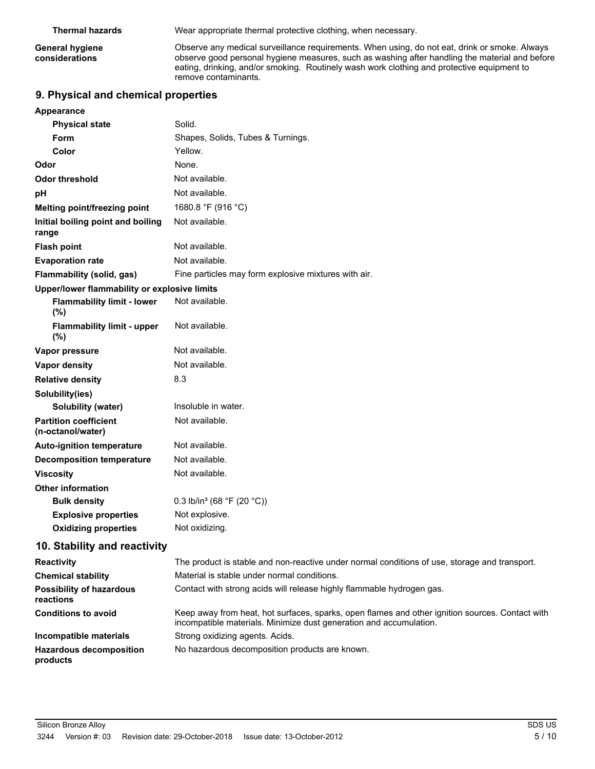| | |
|---|---|
| **Thermal hazards** | Wear appropriate thermal protective clothing, when necessary. |
| **General hygiene considerations** | Observe any medical surveillance requirements. When using, do not eat, drink or smoke. Always observe good personal hygiene measures, such as washing after handling the material and before eating, drinking, and/or smoking. Routinely wash work clothing and protective equipment to remove contaminants. |

## 9. Physical and chemical properties

| | |
|---|---|
| **Appearance** | |
| **Physical state** | Solid. |
| **Form** | Shapes, Solids, Tubes & Turnings. |
| **Color** | Yellow. |
| **Odor** | None. |
| **Odor threshold** | Not available. |
| **pH** | Not available. |
| **Melting point/freezing point** | 1680.8 °F (916 °C) |
| **Initial boiling point and boiling range** | Not available. |
| **Flash point** | Not available. |
| **Evaporation rate** | Not available. |
| **Flammability (solid, gas)** | Fine particles may form explosive mixtures with air. |
| **Upper/lower flammability or explosive limits** | |
| **Flammability limit - lower (%)** | Not available. |
| **Flammability limit - upper (%)** | Not available. |
| **Vapor pressure** | Not available. |
| **Vapor density** | Not available. |
| **Relative density** | 8.3 |
| **Solubility(ies)** | |
| **Solubility (water)** | Insoluble in water. |
| **Partition coefficient (n-octanol/water)** | Not available. |
| **Auto-ignition temperature** | Not available. |
| **Decomposition temperature** | Not available. |
| **Viscosity** | Not available. |
| **Other information** | |
| **Bulk density** | 0.3 lb/in³ (68 °F (20 °C)) |
| **Explosive properties** | Not explosive. |
| **Oxidizing properties** | Not oxidizing. |

## 10. Stability and reactivity

| | |
|---|---|
| **Reactivity** | The product is stable and non-reactive under normal conditions of use, storage and transport. |
| **Chemical stability** | Material is stable under normal conditions. |
| **Possibility of hazardous reactions** | Contact with strong acids will release highly flammable hydrogen gas. |
| **Conditions to avoid** | Keep away from heat, hot surfaces, sparks, open flames and other ignition sources. Contact with incompatible materials. Minimize dust generation and accumulation. |
| **Incompatible materials** | Strong oxidizing agents. Acids. |
| **Hazardous decomposition products** | No hazardous decomposition products are known. |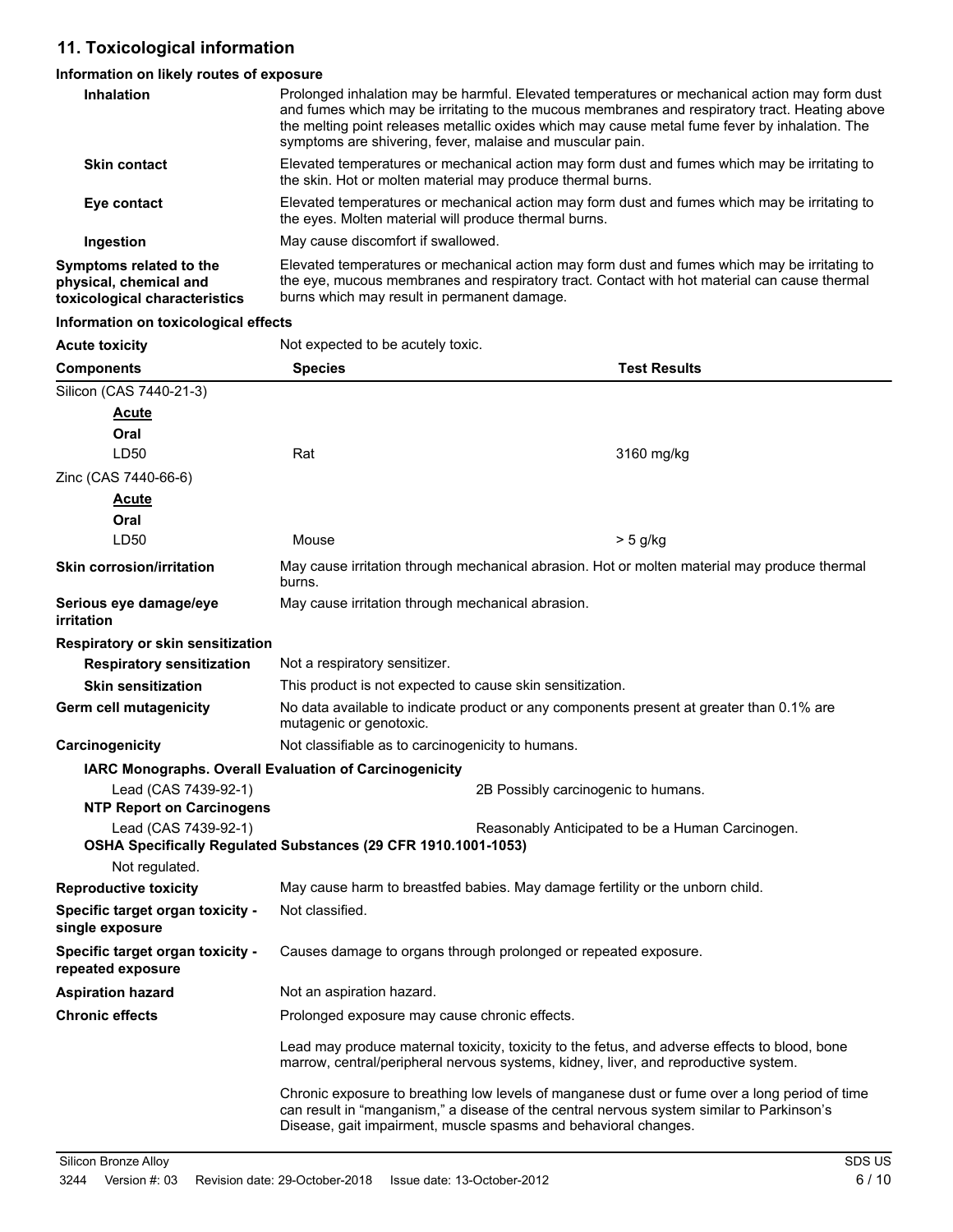## 11. Toxicological information

### Information on likely routes of exposure

**Inhalation**
Prolonged inhalation may be harmful. Elevated temperatures or mechanical action may form dust and fumes which may be irritating to the mucous membranes and respiratory tract. Heating above the melting point releases metallic oxides which may cause metal fume fever by inhalation. The symptoms are shivering, fever, malaise and muscular pain.

**Skin contact**
Elevated temperatures or mechanical action may form dust and fumes which may be irritating to the skin. Hot or molten material may produce thermal burns.

**Eye contact**
Elevated temperatures or mechanical action may form dust and fumes which may be irritating to the eyes. Molten material will produce thermal burns.

**Ingestion**
May cause discomfort if swallowed.

**Symptoms related to the physical, chemical and toxicological characteristics**
Elevated temperatures or mechanical action may form dust and fumes which may be irritating to the eye, mucous membranes and respiratory tract. Contact with hot material can cause thermal burns which may result in permanent damage.

### Information on toxicological effects

**Acute toxicity**
Not expected to be acutely toxic.

| Components | Species | Test Results |
|---|---|---|
| Silicon (CAS 7440-21-3) | | |
| ***Acute*** | | |
| **Oral** | | |
| LD50 | Rat | 3160 mg/kg |
| Zinc (CAS 7440-66-6) | | |
| ***Acute*** | | |
| **Oral** | | |
| LD50 | Mouse | > 5 g/kg |

**Skin corrosion/irritation**
May cause irritation through mechanical abrasion. Hot or molten material may produce thermal burns.

**Serious eye damage/eye irritation**
May cause irritation through mechanical abrasion.

**Respiratory or skin sensitization**

**Respiratory sensitization**
Not a respiratory sensitizer.

**Skin sensitization**
This product is not expected to cause skin sensitization.

**Germ cell mutagenicity**
No data available to indicate product or any components present at greater than 0.1% are mutagenic or genotoxic.

**Carcinogenicity**
Not classifiable as to carcinogenicity to humans.

**IARC Monographs. Overall Evaluation of Carcinogenicity**

Lead (CAS 7439-92-1) — 2B Possibly carcinogenic to humans.

**NTP Report on Carcinogens**

Lead (CAS 7439-92-1) — Reasonably Anticipated to be a Human Carcinogen.

**OSHA Specifically Regulated Substances (29 CFR 1910.1001-1053)**

Not regulated.

**Reproductive toxicity**
May cause harm to breastfed babies. May damage fertility or the unborn child.

**Specific target organ toxicity - single exposure**
Not classified.

**Specific target organ toxicity - repeated exposure**
Causes damage to organs through prolonged or repeated exposure.

**Aspiration hazard**
Not an aspiration hazard.

**Chronic effects**
Prolonged exposure may cause chronic effects.

Lead may produce maternal toxicity, toxicity to the fetus, and adverse effects to blood, bone marrow, central/peripheral nervous systems, kidney, liver, and reproductive system.

Chronic exposure to breathing low levels of manganese dust or fume over a long period of time can result in "manganism," a disease of the central nervous system similar to Parkinson's Disease, gait impairment, muscle spasms and behavioral changes.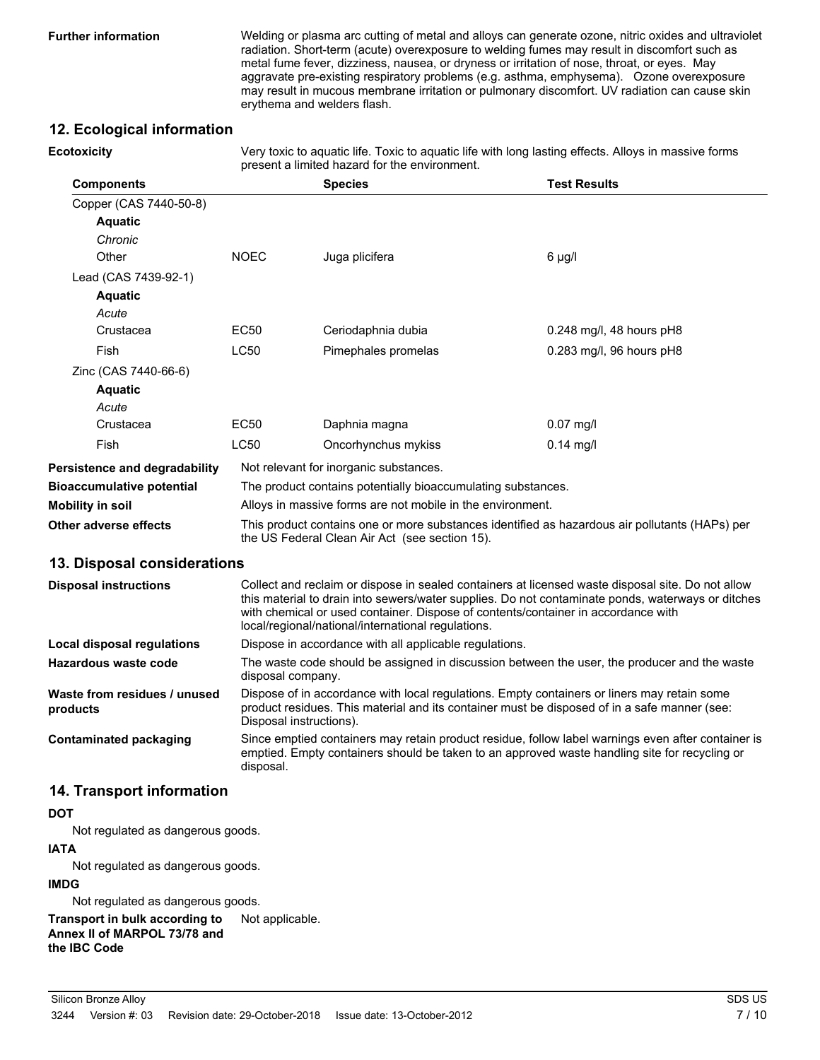**Further information**

Welding or plasma arc cutting of metal and alloys can generate ozone, nitric oxides and ultraviolet radiation. Short-term (acute) overexposure to welding fumes may result in discomfort such as metal fume fever, dizziness, nausea, or dryness or irritation of nose, throat, or eyes. May aggravate pre-existing respiratory problems (e.g. asthma, emphysema). Ozone overexposure may result in mucous membrane irritation or pulmonary discomfort. UV radiation can cause skin erythema and welders flash.

## 12. Ecological information

**Ecotoxicity**

Very toxic to aquatic life. Toxic to aquatic life with long lasting effects. Alloys in massive forms present a limited hazard for the environment.

| Components | | Species | Test Results |
|---|---|---|---|
| Copper (CAS 7440-50-8) | | | |
| **Aquatic** | | | |
| *Chronic* | | | |
| Other | NOEC | Juga plicifera | 6 µg/l |
| Lead (CAS 7439-92-1) | | | |
| **Aquatic** | | | |
| *Acute* | | | |
| Crustacea | EC50 | Ceriodaphnia dubia | 0.248 mg/l, 48 hours pH8 |
| Fish | LC50 | Pimephales promelas | 0.283 mg/l, 96 hours pH8 |
| Zinc (CAS 7440-66-6) | | | |
| **Aquatic** | | | |
| *Acute* | | | |
| Crustacea | EC50 | Daphnia magna | 0.07 mg/l |
| Fish | LC50 | Oncorhynchus mykiss | 0.14 mg/l |

**Persistence and degradability** Not relevant for inorganic substances.

**Bioaccumulative potential** The product contains potentially bioaccumulating substances.

**Mobility in soil** Alloys in massive forms are not mobile in the environment.

**Other adverse effects** This product contains one or more substances identified as hazardous air pollutants (HAPs) per the US Federal Clean Air Act (see section 15).

## 13. Disposal considerations

**Disposal instructions** Collect and reclaim or dispose in sealed containers at licensed waste disposal site. Do not allow this material to drain into sewers/water supplies. Do not contaminate ponds, waterways or ditches with chemical or used container. Dispose of contents/container in accordance with local/regional/national/international regulations.

**Local disposal regulations** Dispose in accordance with all applicable regulations.

**Hazardous waste code** The waste code should be assigned in discussion between the user, the producer and the waste disposal company.

**Waste from residues / unused products** Dispose of in accordance with local regulations. Empty containers or liners may retain some product residues. This material and its container must be disposed of in a safe manner (see: Disposal instructions).

**Contaminated packaging** Since emptied containers may retain product residue, follow label warnings even after container is emptied. Empty containers should be taken to an approved waste handling site for recycling or disposal.

## 14. Transport information

**DOT**

Not regulated as dangerous goods.

**IATA**

Not regulated as dangerous goods.

**IMDG**

Not regulated as dangerous goods.

**Transport in bulk according to Annex II of MARPOL 73/78 and the IBC Code** Not applicable.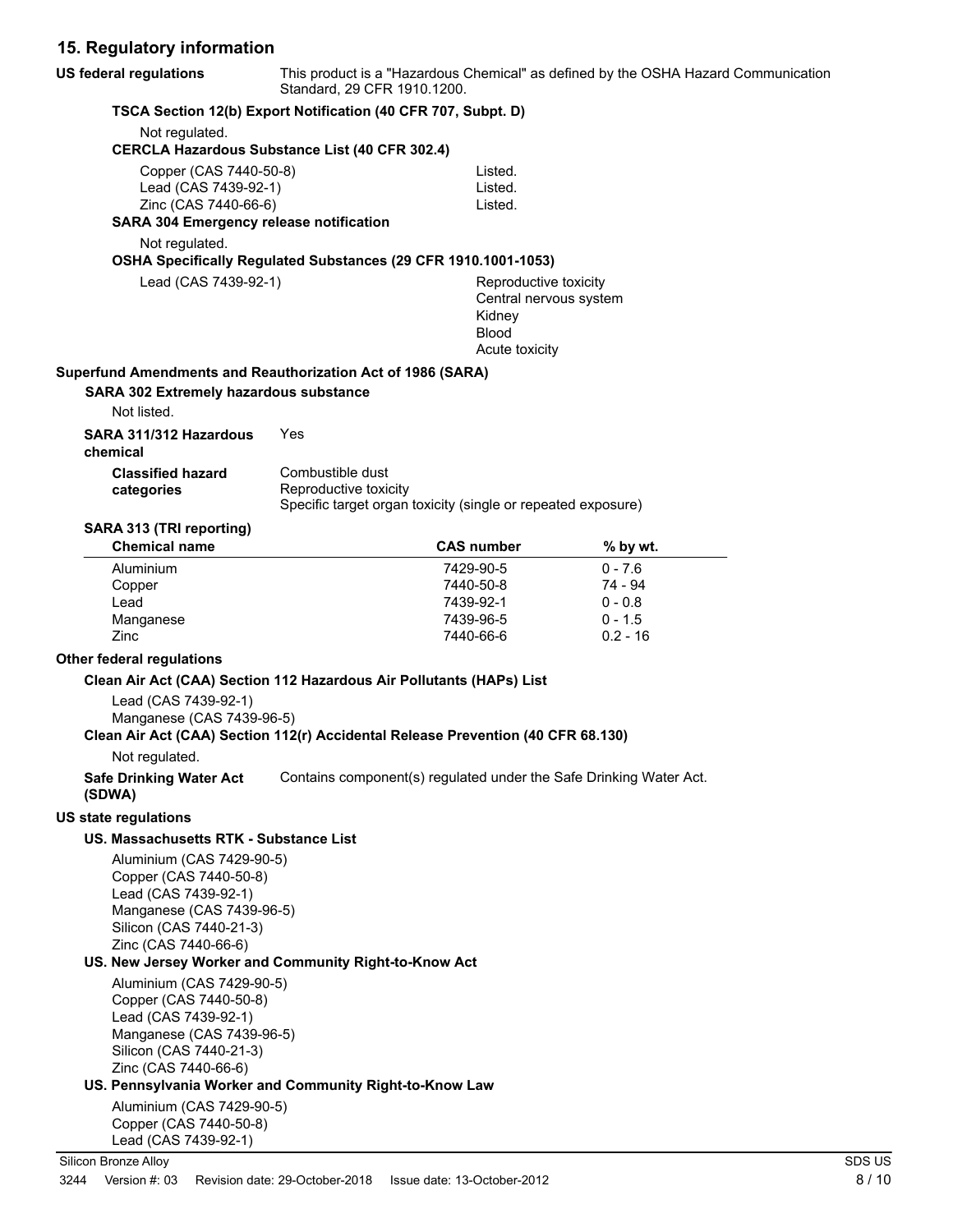## 15. Regulatory information

**US federal regulations** This product is a "Hazardous Chemical" as defined by the OSHA Hazard Communication Standard, 29 CFR 1910.1200.

**TSCA Section 12(b) Export Notification (40 CFR 707, Subpt. D)**

Not regulated.

**CERCLA Hazardous Substance List (40 CFR 302.4)**

| | |
|---|---|
| Copper (CAS 7440-50-8) | Listed. |
| Lead (CAS 7439-92-1) | Listed. |
| Zinc (CAS 7440-66-6) | Listed. |

**SARA 304 Emergency release notification**

Not regulated.

**OSHA Specifically Regulated Substances (29 CFR 1910.1001-1053)**

Lead (CAS 7439-92-1)
- Reproductive toxicity
- Central nervous system
- Kidney
- Blood
- Acute toxicity

**Superfund Amendments and Reauthorization Act of 1986 (SARA)**

**SARA 302 Extremely hazardous substance**

Not listed.

**SARA 311/312 Hazardous chemical** Yes

**Classified hazard categories**
- Combustible dust
- Reproductive toxicity
- Specific target organ toxicity (single or repeated exposure)

**SARA 313 (TRI reporting)**

| Chemical name | CAS number | % by wt. |
|---|---|---|
| Aluminium | 7429-90-5 | 0 - 7.6 |
| Copper | 7440-50-8 | 74 - 94 |
| Lead | 7439-92-1 | 0 - 0.8 |
| Manganese | 7439-96-5 | 0 - 1.5 |
| Zinc | 7440-66-6 | 0.2 - 16 |

**Other federal regulations**

**Clean Air Act (CAA) Section 112 Hazardous Air Pollutants (HAPs) List**

Lead (CAS 7439-92-1)
Manganese (CAS 7439-96-5)

**Clean Air Act (CAA) Section 112(r) Accidental Release Prevention (40 CFR 68.130)**

Not regulated.

**Safe Drinking Water Act (SDWA)** Contains component(s) regulated under the Safe Drinking Water Act.

**US state regulations**

**US. Massachusetts RTK - Substance List**

Aluminium (CAS 7429-90-5)
Copper (CAS 7440-50-8)
Lead (CAS 7439-92-1)
Manganese (CAS 7439-96-5)
Silicon (CAS 7440-21-3)
Zinc (CAS 7440-66-6)

**US. New Jersey Worker and Community Right-to-Know Act**

Aluminium (CAS 7429-90-5)
Copper (CAS 7440-50-8)
Lead (CAS 7439-92-1)
Manganese (CAS 7439-96-5)
Silicon (CAS 7440-21-3)
Zinc (CAS 7440-66-6)

**US. Pennsylvania Worker and Community Right-to-Know Law**

Aluminium (CAS 7429-90-5)
Copper (CAS 7440-50-8)
Lead (CAS 7439-92-1)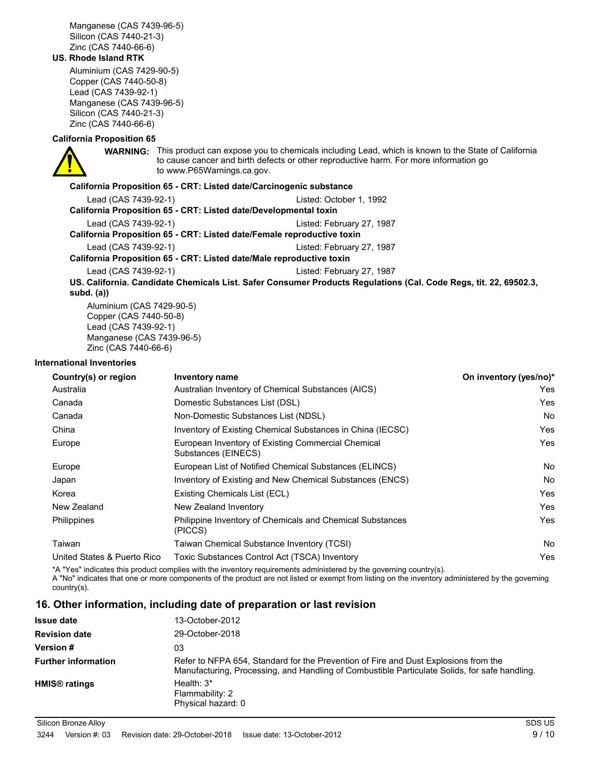Manganese (CAS 7439-96-5)
Silicon (CAS 7440-21-3)
Zinc (CAS 7440-66-6)

**US. Rhode Island RTK**

Aluminium (CAS 7429-90-5)
Copper (CAS 7440-50-8)
Lead (CAS 7439-92-1)
Manganese (CAS 7439-96-5)
Silicon (CAS 7440-21-3)
Zinc (CAS 7440-66-6)

**California Proposition 65**

**WARNING:** This product can expose you to chemicals including Lead, which is known to the State of California to cause cancer and birth defects or other reproductive harm. For more information go to www.P65Warnings.ca.gov.

**California Proposition 65 - CRT: Listed date/Carcinogenic substance**

Lead (CAS 7439-92-1) Listed: October 1, 1992

**California Proposition 65 - CRT: Listed date/Developmental toxin**

Lead (CAS 7439-92-1) Listed: February 27, 1987

**California Proposition 65 - CRT: Listed date/Female reproductive toxin**

Lead (CAS 7439-92-1) Listed: February 27, 1987

**California Proposition 65 - CRT: Listed date/Male reproductive toxin**

Lead (CAS 7439-92-1) Listed: February 27, 1987

**US. California. Candidate Chemicals List. Safer Consumer Products Regulations (Cal. Code Regs, tit. 22, 69502.3, subd. (a))**

Aluminium (CAS 7429-90-5)
Copper (CAS 7440-50-8)
Lead (CAS 7439-92-1)
Manganese (CAS 7439-96-5)
Zinc (CAS 7440-66-6)

**International Inventories**

| Country(s) or region | Inventory name | On inventory (yes/no)* |
|---|---|---|
| Australia | Australian Inventory of Chemical Substances (AICS) | Yes |
| Canada | Domestic Substances List (DSL) | Yes |
| Canada | Non-Domestic Substances List (NDSL) | No |
| China | Inventory of Existing Chemical Substances in China (IECSC) | Yes |
| Europe | European Inventory of Existing Commercial Chemical Substances (EINECS) | Yes |
| Europe | European List of Notified Chemical Substances (ELINCS) | No |
| Japan | Inventory of Existing and New Chemical Substances (ENCS) | No |
| Korea | Existing Chemicals List (ECL) | Yes |
| New Zealand | New Zealand Inventory | Yes |
| Philippines | Philippine Inventory of Chemicals and Chemical Substances (PICCS) | Yes |
| Taiwan | Taiwan Chemical Substance Inventory (TCSI) | No |
| United States & Puerto Rico | Toxic Substances Control Act (TSCA) Inventory | Yes |

*A "Yes" indicates this product complies with the inventory requirements administered by the governing country(s).
A "No" indicates that one or more components of the product are not listed or exempt from listing on the inventory administered by the governing country(s).

## 16. Other information, including date of preparation or last revision

| | |
|---|---|
| **Issue date** | 13-October-2012 |
| **Revision date** | 29-October-2018 |
| **Version #** | 03 |
| **Further information** | Refer to NFPA 654, Standard for the Prevention of Fire and Dust Explosions from the Manufacturing, Processing, and Handling of Combustible Particulate Solids, for safe handling. |
| **HMIS® ratings** | Health: 3*<br>Flammability: 2<br>Physical hazard: 0 |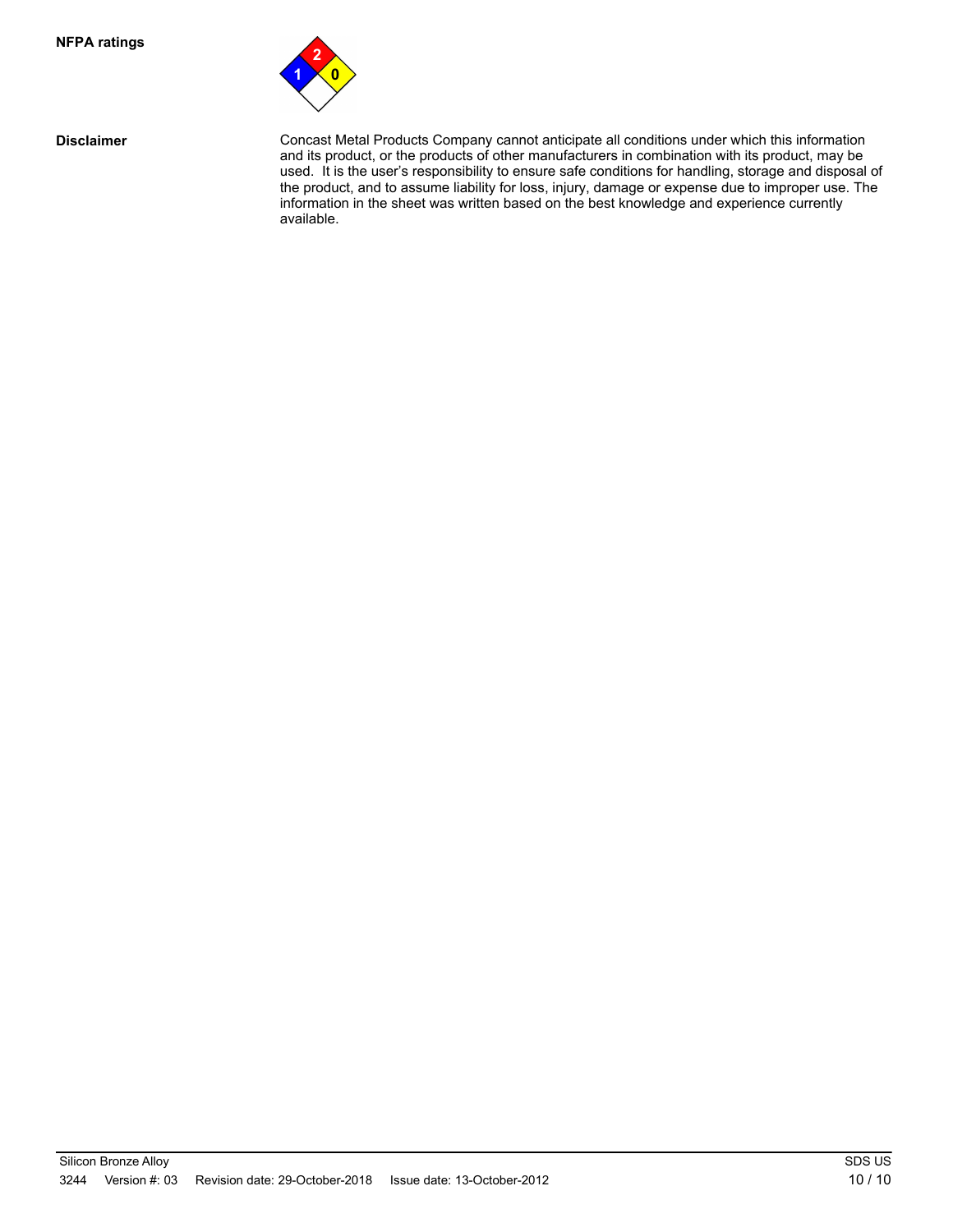**NFPA ratings**

2

1 0

**Disclaimer**

Concast Metal Products Company cannot anticipate all conditions under which this information and its product, or the products of other manufacturers in combination with its product, may be used. It is the user's responsibility to ensure safe conditions for handling, storage and disposal of the product, and to assume liability for loss, injury, damage or expense due to improper use. The information in the sheet was written based on the best knowledge and experience currently available.